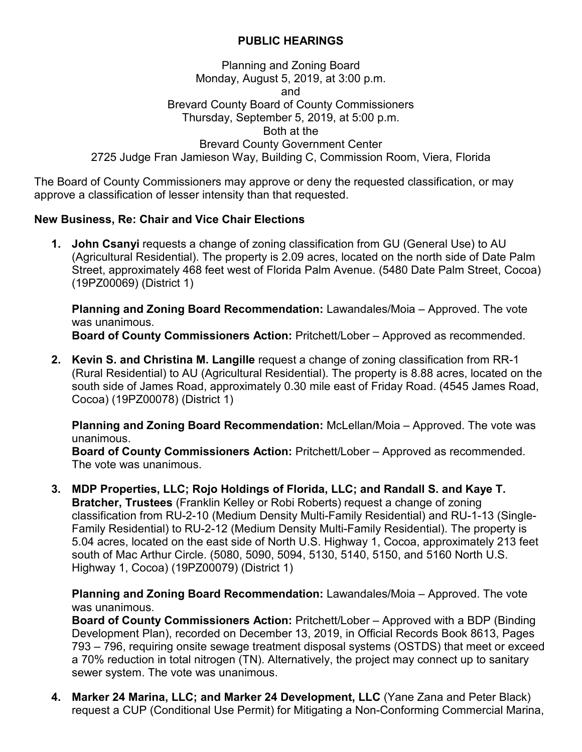# PUBLIC HEARINGS

Planning and Zoning Board
Monday, August 5, 2019, at 3:00 p.m.
and
Brevard County Board of County Commissioners
Thursday, September 5, 2019, at 5:00 p.m.
Both at the
Brevard County Government Center
2725 Judge Fran Jamieson Way, Building C, Commission Room, Viera, Florida

The Board of County Commissioners may approve or deny the requested classification, or may approve a classification of lesser intensity than that requested.

**New Business, Re: Chair and Vice Chair Elections**

1. **John Csanyi** requests a change of zoning classification from GU (General Use) to AU (Agricultural Residential). The property is 2.09 acres, located on the north side of Date Palm Street, approximately 468 feet west of Florida Palm Avenue. (5480 Date Palm Street, Cocoa) (19PZ00069) (District 1)

   **Planning and Zoning Board Recommendation:** Lawandales/Moia – Approved. The vote was unanimous.
   **Board of County Commissioners Action:** Pritchett/Lober – Approved as recommended.

2. **Kevin S. and Christina M. Langille** request a change of zoning classification from RR-1 (Rural Residential) to AU (Agricultural Residential). The property is 8.88 acres, located on the south side of James Road, approximately 0.30 mile east of Friday Road. (4545 James Road, Cocoa) (19PZ00078) (District 1)

   **Planning and Zoning Board Recommendation:** McLellan/Moia – Approved. The vote was unanimous.
   **Board of County Commissioners Action:** Pritchett/Lober – Approved as recommended. The vote was unanimous.

3. **MDP Properties, LLC; Rojo Holdings of Florida, LLC; and Randall S. and Kaye T. Bratcher, Trustees** (Franklin Kelley or Robi Roberts) request a change of zoning classification from RU-2-10 (Medium Density Multi-Family Residential) and RU-1-13 (Single-Family Residential) to RU-2-12 (Medium Density Multi-Family Residential). The property is 5.04 acres, located on the east side of North U.S. Highway 1, Cocoa, approximately 213 feet south of Mac Arthur Circle. (5080, 5090, 5094, 5130, 5140, 5150, and 5160 North U.S. Highway 1, Cocoa) (19PZ00079) (District 1)

   **Planning and Zoning Board Recommendation:** Lawandales/Moia – Approved. The vote was unanimous.
   **Board of County Commissioners Action:** Pritchett/Lober – Approved with a BDP (Binding Development Plan), recorded on December 13, 2019, in Official Records Book 8613, Pages 793 – 796, requiring onsite sewage treatment disposal systems (OSTDS) that meet or exceed a 70% reduction in total nitrogen (TN). Alternatively, the project may connect up to sanitary sewer system. The vote was unanimous.

4. **Marker 24 Marina, LLC; and Marker 24 Development, LLC** (Yane Zana and Peter Black) request a CUP (Conditional Use Permit) for Mitigating a Non-Conforming Commercial Marina,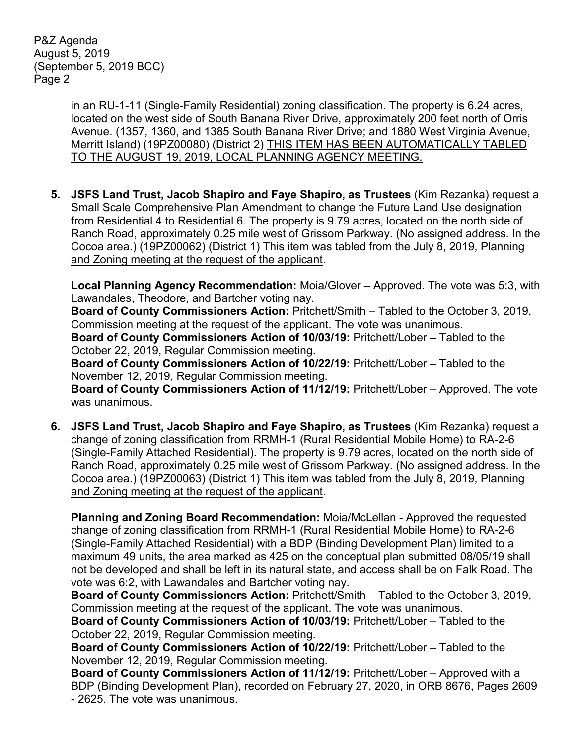in an RU-1-11 (Single-Family Residential) zoning classification. The property is 6.24 acres, located on the west side of South Banana River Drive, approximately 200 feet north of Orris Avenue. (1357, 1360, and 1385 South Banana River Drive; and 1880 West Virginia Avenue, Merritt Island) (19PZ00080) (District 2) <u>THIS ITEM HAS BEEN AUTOMATICALLY TABLED TO THE AUGUST 19, 2019, LOCAL PLANNING AGENCY MEETING.</u>

5. **JSFS Land Trust, Jacob Shapiro and Faye Shapiro, as Trustees** (Kim Rezanka) request a Small Scale Comprehensive Plan Amendment to change the Future Land Use designation from Residential 4 to Residential 6. The property is 9.79 acres, located on the north side of Ranch Road, approximately 0.25 mile west of Grissom Parkway. (No assigned address. In the Cocoa area.) (19PZ00062) (District 1) <u>This item was tabled from the July 8, 2019, Planning and Zoning meeting at the request of the applicant</u>.

   **Local Planning Agency Recommendation:** Moia/Glover – Approved. The vote was 5:3, with Lawandales, Theodore, and Bartcher voting nay.
   **Board of County Commissioners Action:** Pritchett/Smith – Tabled to the October 3, 2019, Commission meeting at the request of the applicant. The vote was unanimous.
   **Board of County Commissioners Action of 10/03/19:** Pritchett/Lober – Tabled to the October 22, 2019, Regular Commission meeting.
   **Board of County Commissioners Action of 10/22/19:** Pritchett/Lober – Tabled to the November 12, 2019, Regular Commission meeting.
   **Board of County Commissioners Action of 11/12/19:** Pritchett/Lober – Approved. The vote was unanimous.

6. **JSFS Land Trust, Jacob Shapiro and Faye Shapiro, as Trustees** (Kim Rezanka) request a change of zoning classification from RRMH-1 (Rural Residential Mobile Home) to RA-2-6 (Single-Family Attached Residential). The property is 9.79 acres, located on the north side of Ranch Road, approximately 0.25 mile west of Grissom Parkway. (No assigned address. In the Cocoa area.) (19PZ00063) (District 1) <u>This item was tabled from the July 8, 2019, Planning and Zoning meeting at the request of the applicant</u>.

   **Planning and Zoning Board Recommendation:** Moia/McLellan - Approved the requested change of zoning classification from RRMH-1 (Rural Residential Mobile Home) to RA-2-6 (Single-Family Attached Residential) with a BDP (Binding Development Plan) limited to a maximum 49 units, the area marked as 425 on the conceptual plan submitted 08/05/19 shall not be developed and shall be left in its natural state, and access shall be on Falk Road. The vote was 6:2, with Lawandales and Bartcher voting nay.
   **Board of County Commissioners Action:** Pritchett/Smith – Tabled to the October 3, 2019, Commission meeting at the request of the applicant. The vote was unanimous.
   **Board of County Commissioners Action of 10/03/19:** Pritchett/Lober – Tabled to the October 22, 2019, Regular Commission meeting.
   **Board of County Commissioners Action of 10/22/19:** Pritchett/Lober – Tabled to the November 12, 2019, Regular Commission meeting.
   **Board of County Commissioners Action of 11/12/19:** Pritchett/Lober – Approved with a BDP (Binding Development Plan), recorded on February 27, 2020, in ORB 8676, Pages 2609 - 2625. The vote was unanimous.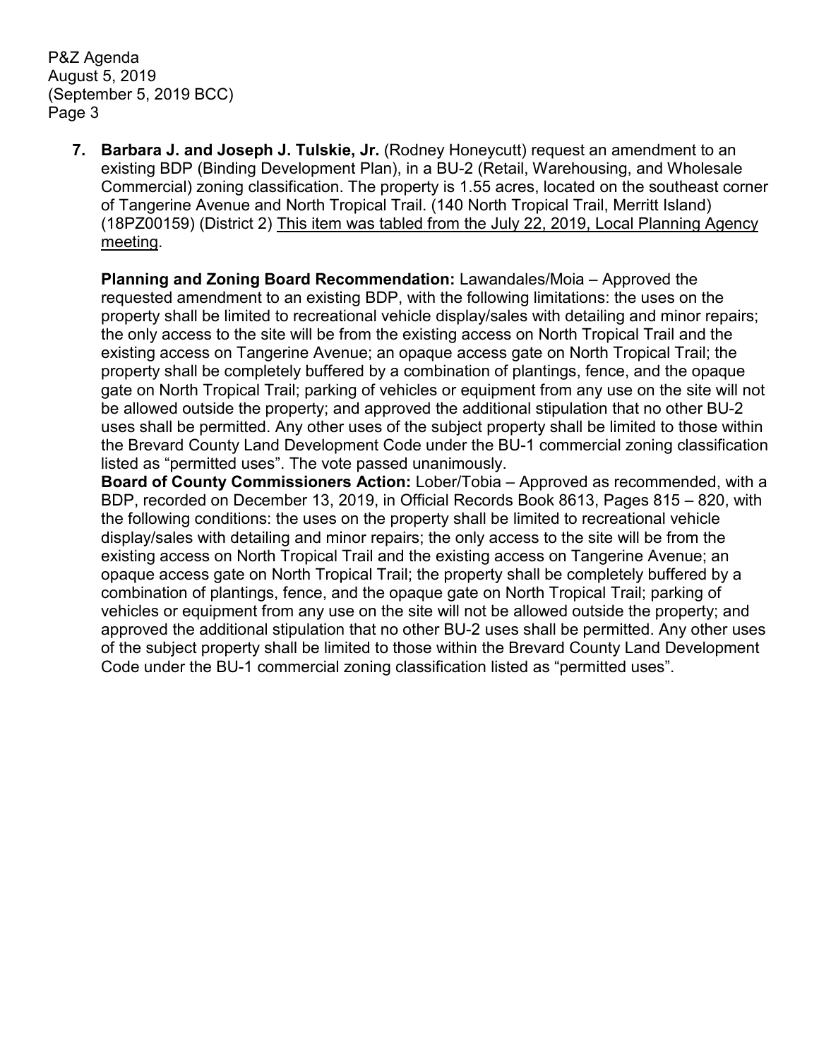7. **Barbara J. and Joseph J. Tulskie, Jr.** (Rodney Honeycutt) request an amendment to an existing BDP (Binding Development Plan), in a BU-2 (Retail, Warehousing, and Wholesale Commercial) zoning classification. The property is 1.55 acres, located on the southeast corner of Tangerine Avenue and North Tropical Trail. (140 North Tropical Trail, Merritt Island) (18PZ00159) (District 2) <u>This item was tabled from the July 22, 2019, Local Planning Agency meeting</u>.

   **Planning and Zoning Board Recommendation:** Lawandales/Moia – Approved the requested amendment to an existing BDP, with the following limitations: the uses on the property shall be limited to recreational vehicle display/sales with detailing and minor repairs; the only access to the site will be from the existing access on North Tropical Trail and the existing access on Tangerine Avenue; an opaque access gate on North Tropical Trail; the property shall be completely buffered by a combination of plantings, fence, and the opaque gate on North Tropical Trail; parking of vehicles or equipment from any use on the site will not be allowed outside the property; and approved the additional stipulation that no other BU-2 uses shall be permitted. Any other uses of the subject property shall be limited to those within the Brevard County Land Development Code under the BU-1 commercial zoning classification listed as "permitted uses". The vote passed unanimously.

   **Board of County Commissioners Action:** Lober/Tobia – Approved as recommended, with a BDP, recorded on December 13, 2019, in Official Records Book 8613, Pages 815 – 820, with the following conditions: the uses on the property shall be limited to recreational vehicle display/sales with detailing and minor repairs; the only access to the site will be from the existing access on North Tropical Trail and the existing access on Tangerine Avenue; an opaque access gate on North Tropical Trail; the property shall be completely buffered by a combination of plantings, fence, and the opaque gate on North Tropical Trail; parking of vehicles or equipment from any use on the site will not be allowed outside the property; and approved the additional stipulation that no other BU-2 uses shall be permitted. Any other uses of the subject property shall be limited to those within the Brevard County Land Development Code under the BU-1 commercial zoning classification listed as "permitted uses".